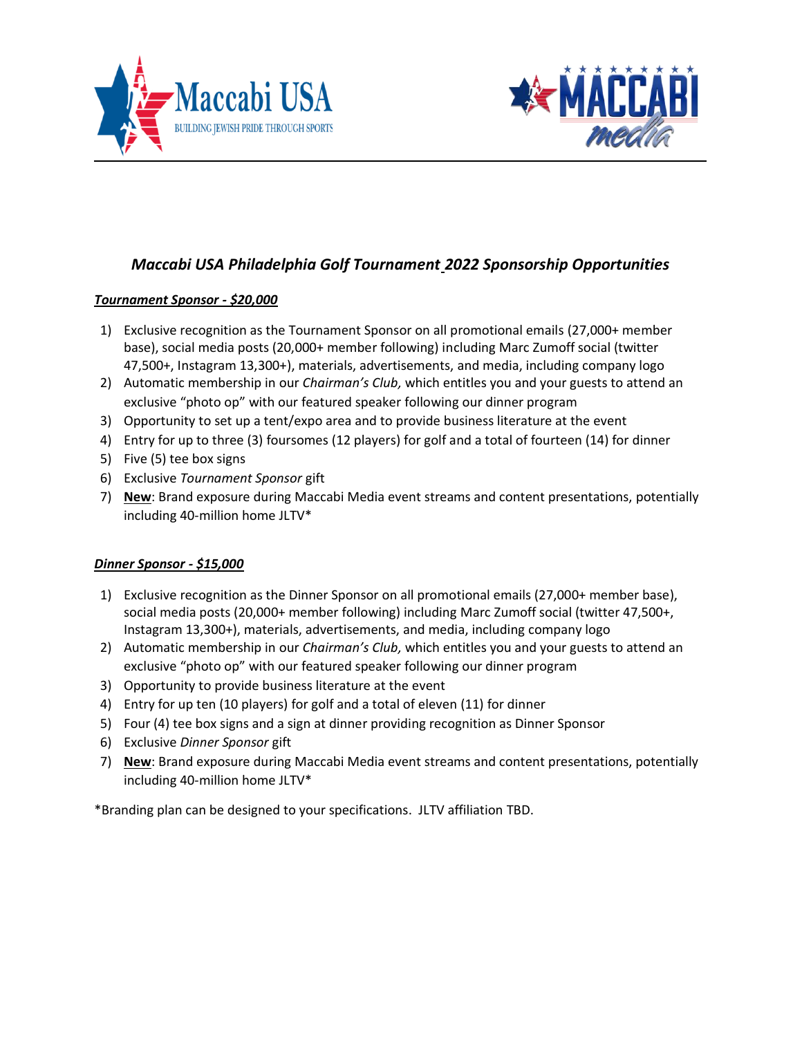## *Maccabi USA Philadelphia Golf Tournament 2022 Sponsorship Opportunities*

***Tournament Sponsor - $20,000***

1) Exclusive recognition as the Tournament Sponsor on all promotional emails (27,000+ member base), social media posts (20,000+ member following) including Marc Zumoff social (twitter 47,500+, Instagram 13,300+), materials, advertisements, and media, including company logo
2) Automatic membership in our *Chairman's Club,* which entitles you and your guests to attend an exclusive "photo op" with our featured speaker following our dinner program
3) Opportunity to set up a tent/expo area and to provide business literature at the event
4) Entry for up to three (3) foursomes (12 players) for golf and a total of fourteen (14) for dinner
5) Five (5) tee box signs
6) Exclusive *Tournament Sponsor* gift
7) **New**: Brand exposure during Maccabi Media event streams and content presentations, potentially including 40-million home JLTV*

***Dinner Sponsor - $15,000***

1) Exclusive recognition as the Dinner Sponsor on all promotional emails (27,000+ member base), social media posts (20,000+ member following) including Marc Zumoff social (twitter 47,500+, Instagram 13,300+), materials, advertisements, and media, including company logo
2) Automatic membership in our *Chairman's Club,* which entitles you and your guests to attend an exclusive "photo op" with our featured speaker following our dinner program
3) Opportunity to provide business literature at the event
4) Entry for up ten (10 players) for golf and a total of eleven (11) for dinner
5) Four (4) tee box signs and a sign at dinner providing recognition as Dinner Sponsor
6) Exclusive *Dinner Sponsor* gift
7) **New**: Brand exposure during Maccabi Media event streams and content presentations, potentially including 40-million home JLTV*

*Branding plan can be designed to your specifications. JLTV affiliation TBD.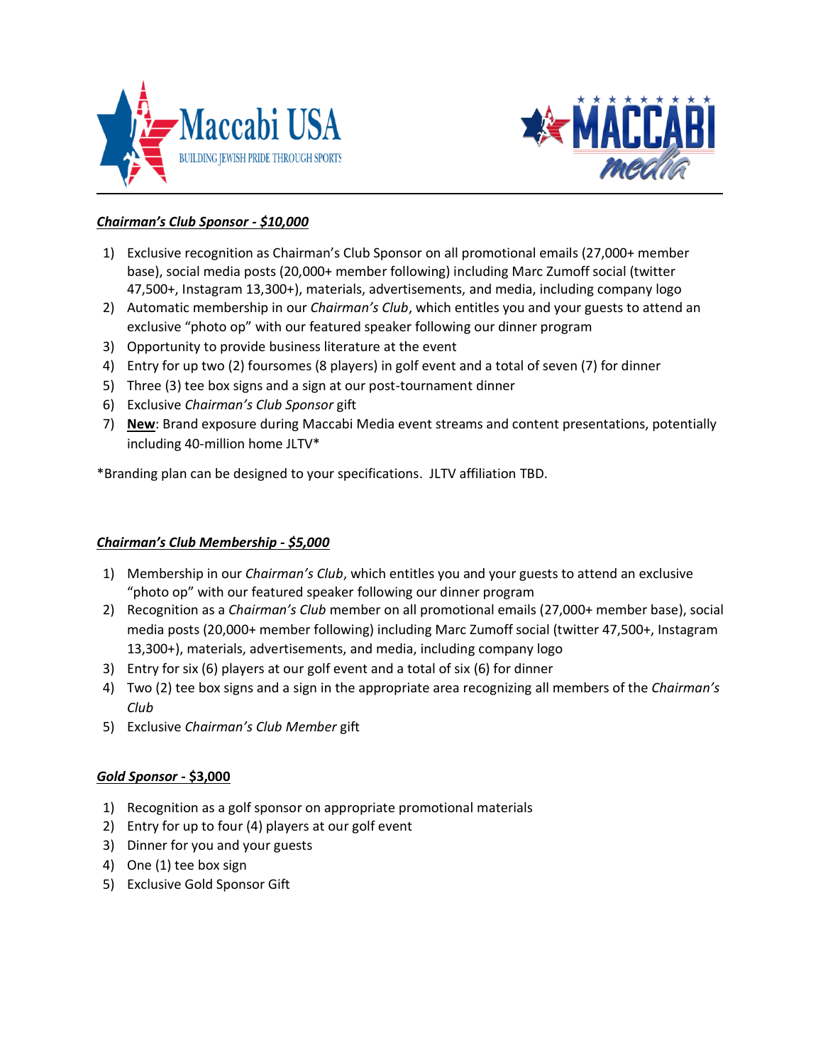### ***Chairman's Club Sponsor - $10,000***

1) Exclusive recognition as Chairman's Club Sponsor on all promotional emails (27,000+ member base), social media posts (20,000+ member following) including Marc Zumoff social (twitter 47,500+, Instagram 13,300+), materials, advertisements, and media, including company logo
2) Automatic membership in our *Chairman's Club*, which entitles you and your guests to attend an exclusive "photo op" with our featured speaker following our dinner program
3) Opportunity to provide business literature at the event
4) Entry for up two (2) foursomes (8 players) in golf event and a total of seven (7) for dinner
5) Three (3) tee box signs and a sign at our post-tournament dinner
6) Exclusive *Chairman's Club Sponsor* gift
7) **New**: Brand exposure during Maccabi Media event streams and content presentations, potentially including 40-million home JLTV*

*Branding plan can be designed to your specifications. JLTV affiliation TBD.

### ***Chairman's Club Membership - $5,000***

1) Membership in our *Chairman's Club*, which entitles you and your guests to attend an exclusive "photo op" with our featured speaker following our dinner program
2) Recognition as a *Chairman's Club* member on all promotional emails (27,000+ member base), social media posts (20,000+ member following) including Marc Zumoff social (twitter 47,500+, Instagram 13,300+), materials, advertisements, and media, including company logo
3) Entry for six (6) players at our golf event and a total of six (6) for dinner
4) Two (2) tee box signs and a sign in the appropriate area recognizing all members of the *Chairman's Club*
5) Exclusive *Chairman's Club Member* gift

### ***Gold Sponsor* - $3,000**

1) Recognition as a golf sponsor on appropriate promotional materials
2) Entry for up to four (4) players at our golf event
3) Dinner for you and your guests
4) One (1) tee box sign
5) Exclusive Gold Sponsor Gift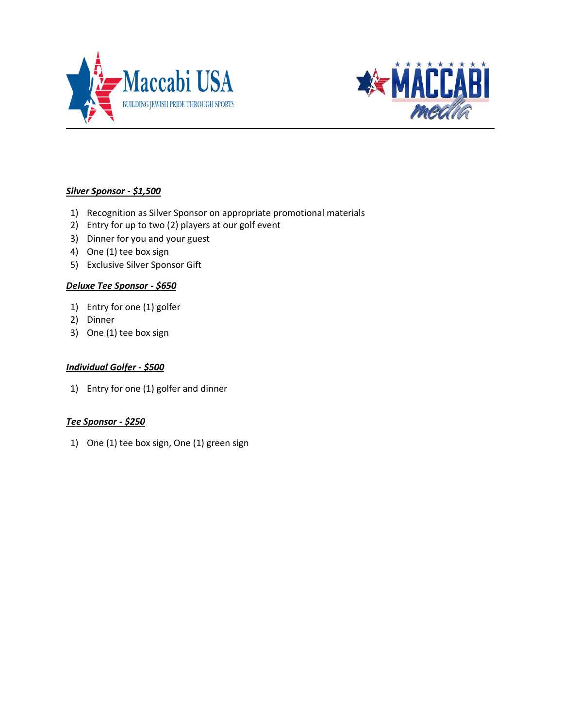***Silver Sponsor - $1,500***

1) Recognition as Silver Sponsor on appropriate promotional materials
2) Entry for up to two (2) players at our golf event
3) Dinner for you and your guest
4) One (1) tee box sign
5) Exclusive Silver Sponsor Gift

***Deluxe Tee Sponsor - $650***

1) Entry for one (1) golfer
2) Dinner
3) One (1) tee box sign

***Individual Golfer - $500***

1) Entry for one (1) golfer and dinner

***Tee Sponsor - $250***

1) One (1) tee box sign, One (1) green sign